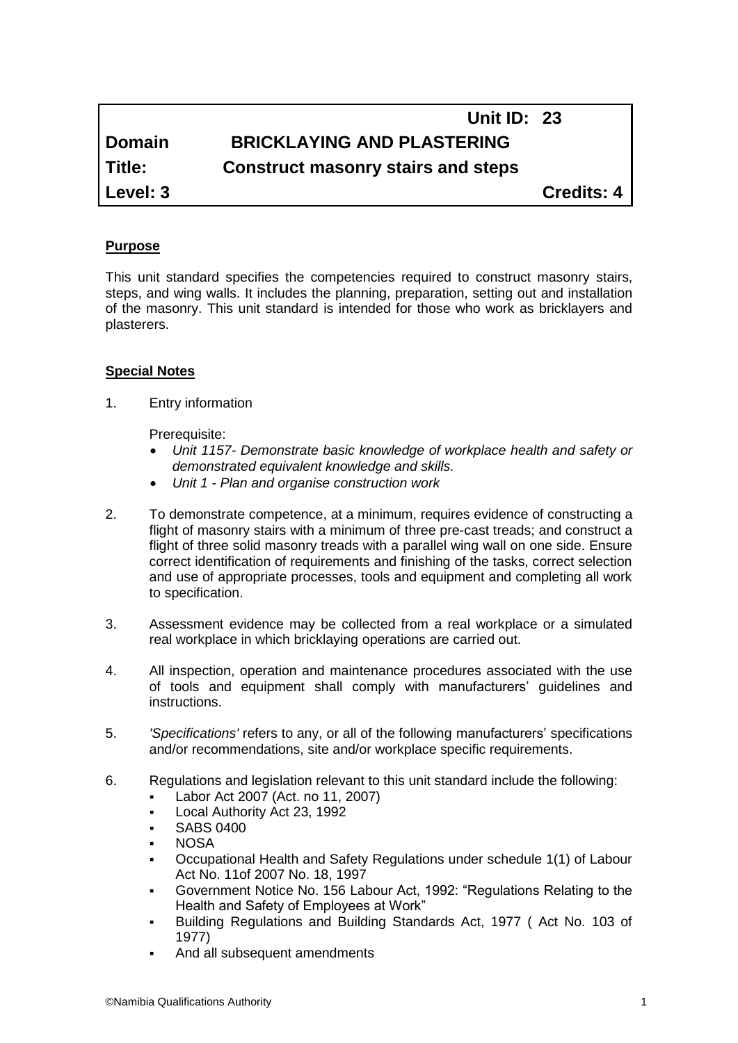| | Unit ID: 23 |
|---|---|
| **Domain** | **BRICKLAYING AND PLASTERING** |
| **Title:** | **Construct masonry stairs and steps** |
| **Level: 3** | **Credits: 4** |

## Purpose

This unit standard specifies the competencies required to construct masonry stairs, steps, and wing walls. It includes the planning, preparation, setting out and installation of the masonry. This unit standard is intended for those who work as bricklayers and plasterers.

## Special Notes

1. Entry information

   Prerequisite:
   - *Unit 1157- Demonstrate basic knowledge of workplace health and safety or demonstrated equivalent knowledge and skills.*
   - *Unit 1 - Plan and organise construction work*

2. To demonstrate competence, at a minimum, requires evidence of constructing a flight of masonry stairs with a minimum of three pre-cast treads; and construct a flight of three solid masonry treads with a parallel wing wall on one side. Ensure correct identification of requirements and finishing of the tasks, correct selection and use of appropriate processes, tools and equipment and completing all work to specification.

3. Assessment evidence may be collected from a real workplace or a simulated real workplace in which bricklaying operations are carried out.

4. All inspection, operation and maintenance procedures associated with the use of tools and equipment shall comply with manufacturers' guidelines and instructions.

5. *'Specifications'* refers to any, or all of the following manufacturers' specifications and/or recommendations, site and/or workplace specific requirements.

6. Regulations and legislation relevant to this unit standard include the following:
   - Labor Act 2007 (Act. no 11, 2007)
   - Local Authority Act 23, 1992
   - SABS 0400
   - NOSA
   - Occupational Health and Safety Regulations under schedule 1(1) of Labour Act No. 11of 2007 No. 18, 1997
   - Government Notice No. 156 Labour Act, 1992: "Regulations Relating to the Health and Safety of Employees at Work"
   - Building Regulations and Building Standards Act, 1977 ( Act No. 103 of 1977)
   - And all subsequent amendments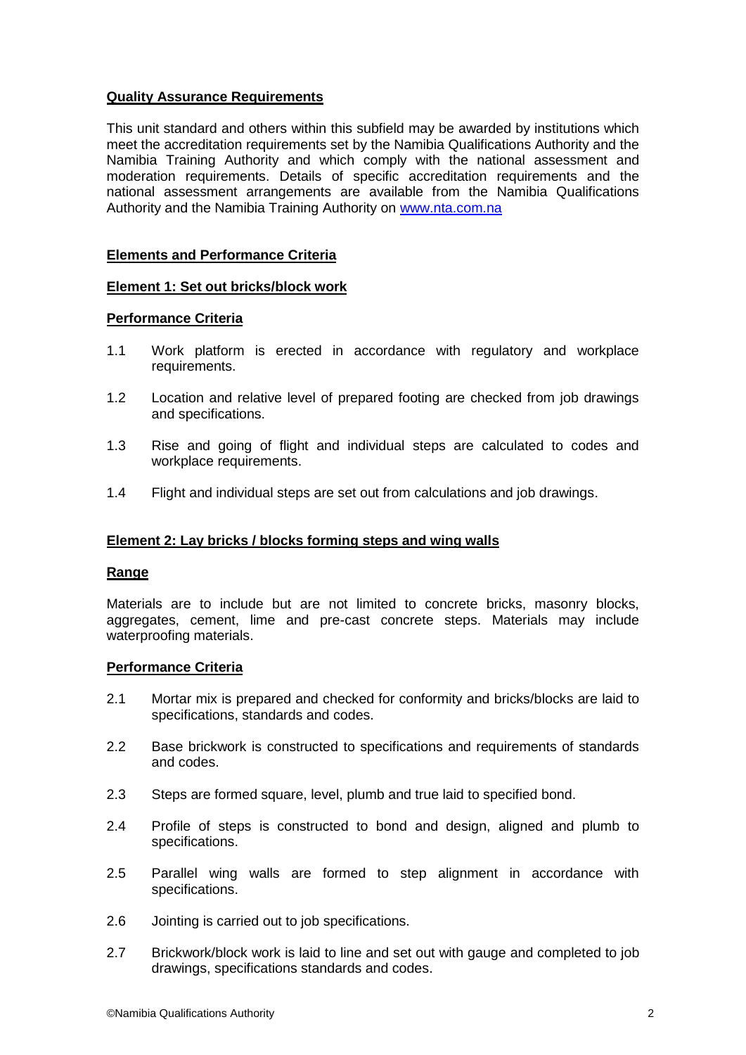## Quality Assurance Requirements

This unit standard and others within this subfield may be awarded by institutions which meet the accreditation requirements set by the Namibia Qualifications Authority and the Namibia Training Authority and which comply with the national assessment and moderation requirements. Details of specific accreditation requirements and the national assessment arrangements are available from the Namibia Qualifications Authority and the Namibia Training Authority on [www.nta.com.na](www.nta.com.na)

## Elements and Performance Criteria

### Element 1: Set out bricks/block work

#### Performance Criteria

1.1 Work platform is erected in accordance with regulatory and workplace requirements.

1.2 Location and relative level of prepared footing are checked from job drawings and specifications.

1.3 Rise and going of flight and individual steps are calculated to codes and workplace requirements.

1.4 Flight and individual steps are set out from calculations and job drawings.

### Element 2: Lay bricks / blocks forming steps and wing walls

#### Range

Materials are to include but are not limited to concrete bricks, masonry blocks, aggregates, cement, lime and pre-cast concrete steps. Materials may include waterproofing materials.

#### Performance Criteria

2.1 Mortar mix is prepared and checked for conformity and bricks/blocks are laid to specifications, standards and codes.

2.2 Base brickwork is constructed to specifications and requirements of standards and codes.

2.3 Steps are formed square, level, plumb and true laid to specified bond.

2.4 Profile of steps is constructed to bond and design, aligned and plumb to specifications.

2.5 Parallel wing walls are formed to step alignment in accordance with specifications.

2.6 Jointing is carried out to job specifications.

2.7 Brickwork/block work is laid to line and set out with gauge and completed to job drawings, specifications standards and codes.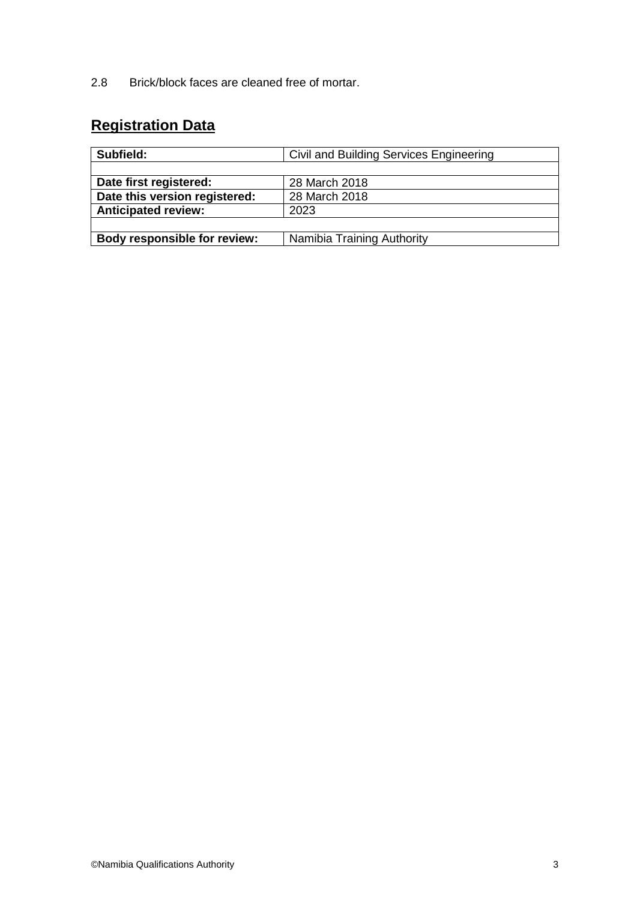2.8 Brick/block faces are cleaned free of mortar.

## Registration Data

| | |
|---|---|
| **Subfield:** | Civil and Building Services Engineering |
| | |
| **Date first registered:** | 28 March 2018 |
| **Date this version registered:** | 28 March 2018 |
| **Anticipated review:** | 2023 |
| | |
| **Body responsible for review:** | Namibia Training Authority |